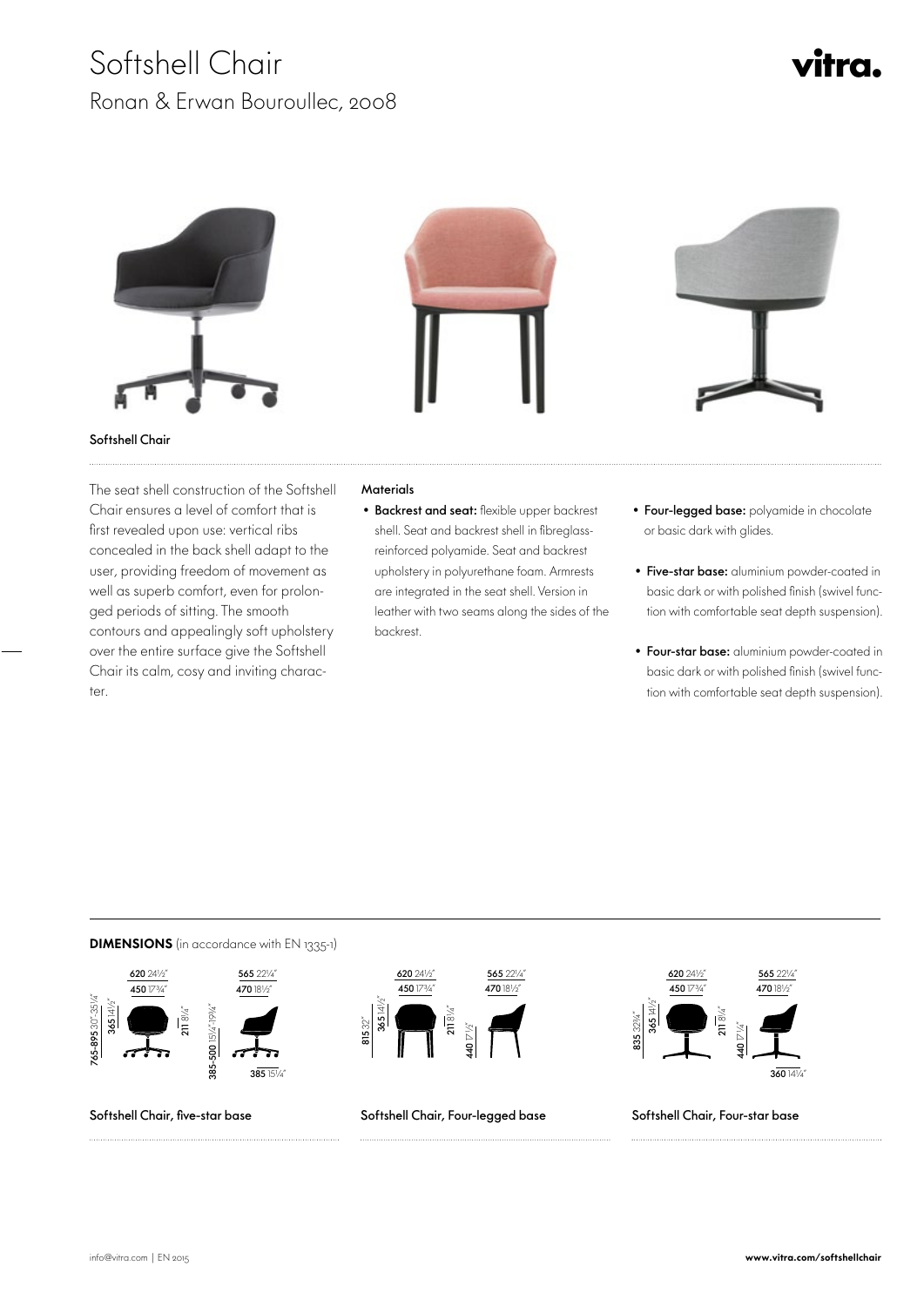# Softshell Chair

## Ronan & Erwan Bouroullec, 2008

vitra.

Softshell Chair

The seat shell construction of the Softshell Chair ensures a level of comfort that is first revealed upon use: vertical ribs concealed in the back shell adapt to the user, providing freedom of movement as well as superb comfort, even for prolonged periods of sitting. The smooth contours and appealingly soft upholstery over the entire surface give the Softshell Chair its calm, cosy and inviting character.

**Materials**

- **Backrest and seat:** flexible upper backrest shell. Seat and backrest shell in fibreglass-reinforced polyamide. Seat and backrest upholstery in polyurethane foam. Armrests are integrated in the seat shell. Version in leather with two seams along the sides of the backrest.
- **Four-legged base:** polyamide in chocolate or basic dark with glides.
- **Five-star base:** aluminium powder-coated in basic dark or with polished finish (swivel function with comfortable seat depth suspension).
- **Four-star base:** aluminium powder-coated in basic dark or with polished finish (swivel function with comfortable seat depth suspension).

**DIMENSIONS** (in accordance with EN 1335-1)

620 24½" | 450 17¾" | 765-895 30"-35¼" | 365 14½" | 211 8¼" | 565 22¼" | 470 18½" | 385-500 15¼"-19¾" | 385 15¼"

Softshell Chair, five-star base

620 24½" | 450 17¾" | 815 32" | 365 14½" | 211 8¼" | 565 22¼" | 470 18½" | 440 17½"

Softshell Chair, Four-legged base

620 24½" | 450 17¾" | 835 32¾" | 365 14½" | 211 8¼" | 565 22¼" | 470 18½" | 440 17¼" | 360 14¼"

Softshell Chair, Four-star base

info@vitra.com | EN 2015

**www.vitra.com/softshellchair**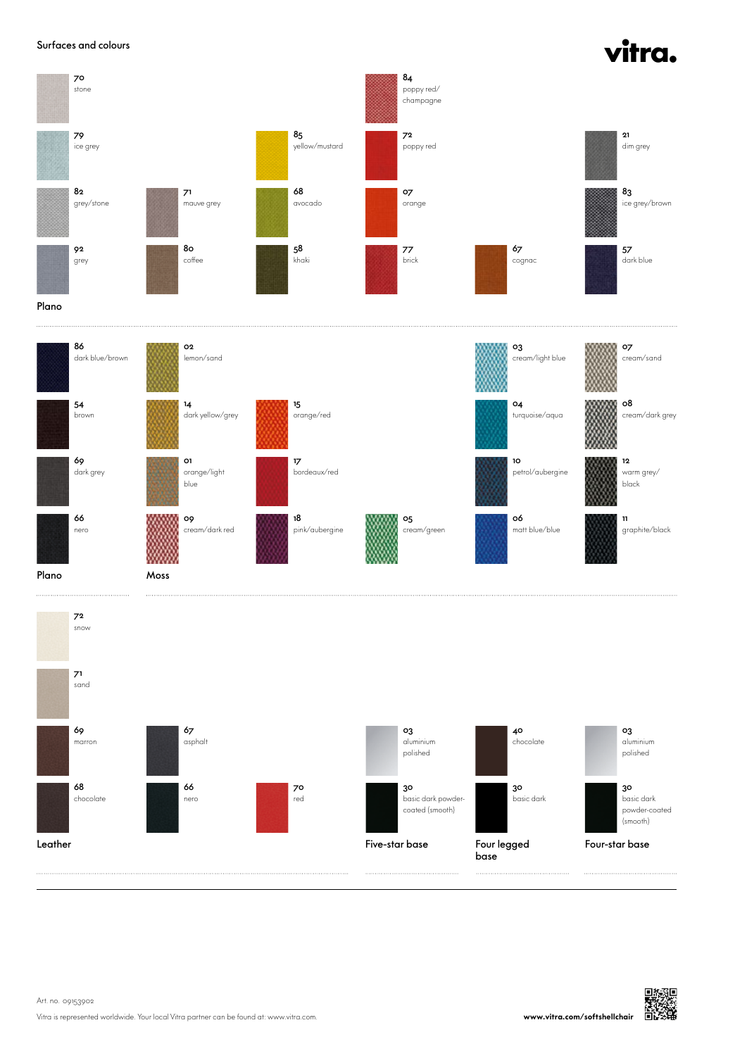Surfaces and colours

vitra.

## Plano

70 stone

79 ice grey

82 grey/stone

92 grey

71 mauve grey

80 coffee

85 yellow/mustard

68 avocado

58 khaki

84 poppy red/ champagne

72 poppy red

07 orange

77 brick

67 cognac

21 dim grey

83 ice grey/brown

57 dark blue

## Plano

86 dark blue/brown

54 brown

69 dark grey

66 nero

## Moss

02 lemon/sand

14 dark yellow/grey

01 orange/light blue

09 cream/dark red

15 orange/red

17 bordeaux/red

18 pink/aubergine

05 cream/green

03 cream/light blue

04 turquoise/aqua

10 petrol/aubergine

06 matt blue/blue

07 cream/sand

08 cream/dark grey

12 warm grey/ black

11 graphite/black

## Leather

72 snow

71 sand

69 marron

68 chocolate

67 asphalt

66 nero

70 red

## Five-star base

03 aluminium polished

30 basic dark powder-coated (smooth)

## Four legged base

40 chocolate

30 basic dark

## Four-star base

03 aluminium polished

30 basic dark powder-coated (smooth)

Art. no. 09153902

Vitra is represented worldwide. Your local Vitra partner can be found at: www.vitra.com.

www.vitra.com/softshellchair